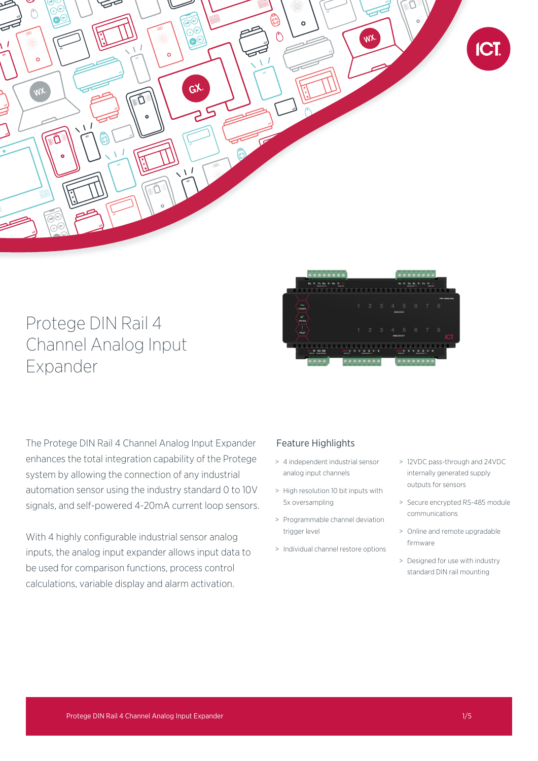# Protege DIN Rail 4 Channel Analog Input Expander

The Protege DIN Rail 4 Channel Analog Input Expander enhances the total integration capability of the Protege system by allowing the connection of any industrial automation sensor using the industry standard 0 to 10V signals, and self-powered 4-20mA current loop sensors.

With 4 highly configurable industrial sensor analog inputs, the analog input expander allows input data to be used for comparison functions, process control calculations, variable display and alarm activation.

## Feature Highlights

- 4 independent industrial sensor analog input channels
- High resolution 10 bit inputs with 5x oversampling
- Programmable channel deviation trigger level
- Individual channel restore options
- 12VDC pass-through and 24VDC internally generated supply outputs for sensors
- Secure encrypted RS-485 module communications
- Online and remote upgradable firmware
- Designed for use with industry standard DIN rail mounting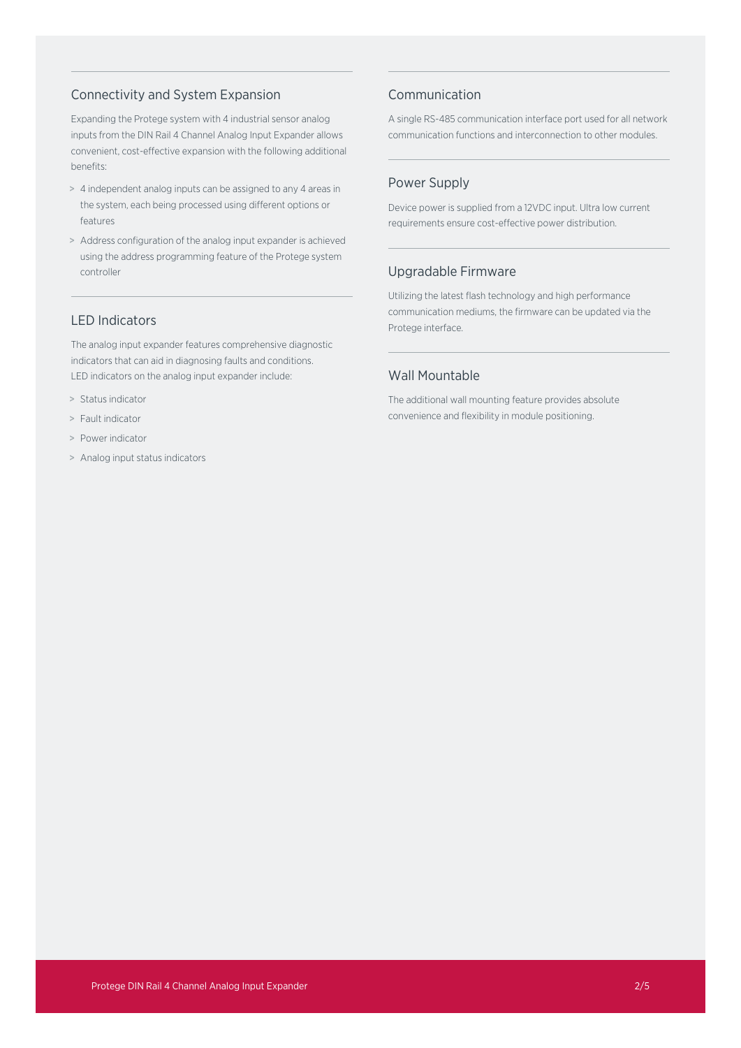## Connectivity and System Expansion

Expanding the Protege system with 4 industrial sensor analog inputs from the DIN Rail 4 Channel Analog Input Expander allows convenient, cost-effective expansion with the following additional benefits:

- 4 independent analog inputs can be assigned to any 4 areas in the system, each being processed using different options or features
- Address configuration of the analog input expander is achieved using the address programming feature of the Protege system controller

## LED Indicators

The analog input expander features comprehensive diagnostic indicators that can aid in diagnosing faults and conditions. LED indicators on the analog input expander include:

- Status indicator
- Fault indicator
- Power indicator
- Analog input status indicators

## Communication

A single RS-485 communication interface port used for all network communication functions and interconnection to other modules.

## Power Supply

Device power is supplied from a 12VDC input. Ultra low current requirements ensure cost-effective power distribution.

## Upgradable Firmware

Utilizing the latest flash technology and high performance communication mediums, the firmware can be updated via the Protege interface.

## Wall Mountable

The additional wall mounting feature provides absolute convenience and flexibility in module positioning.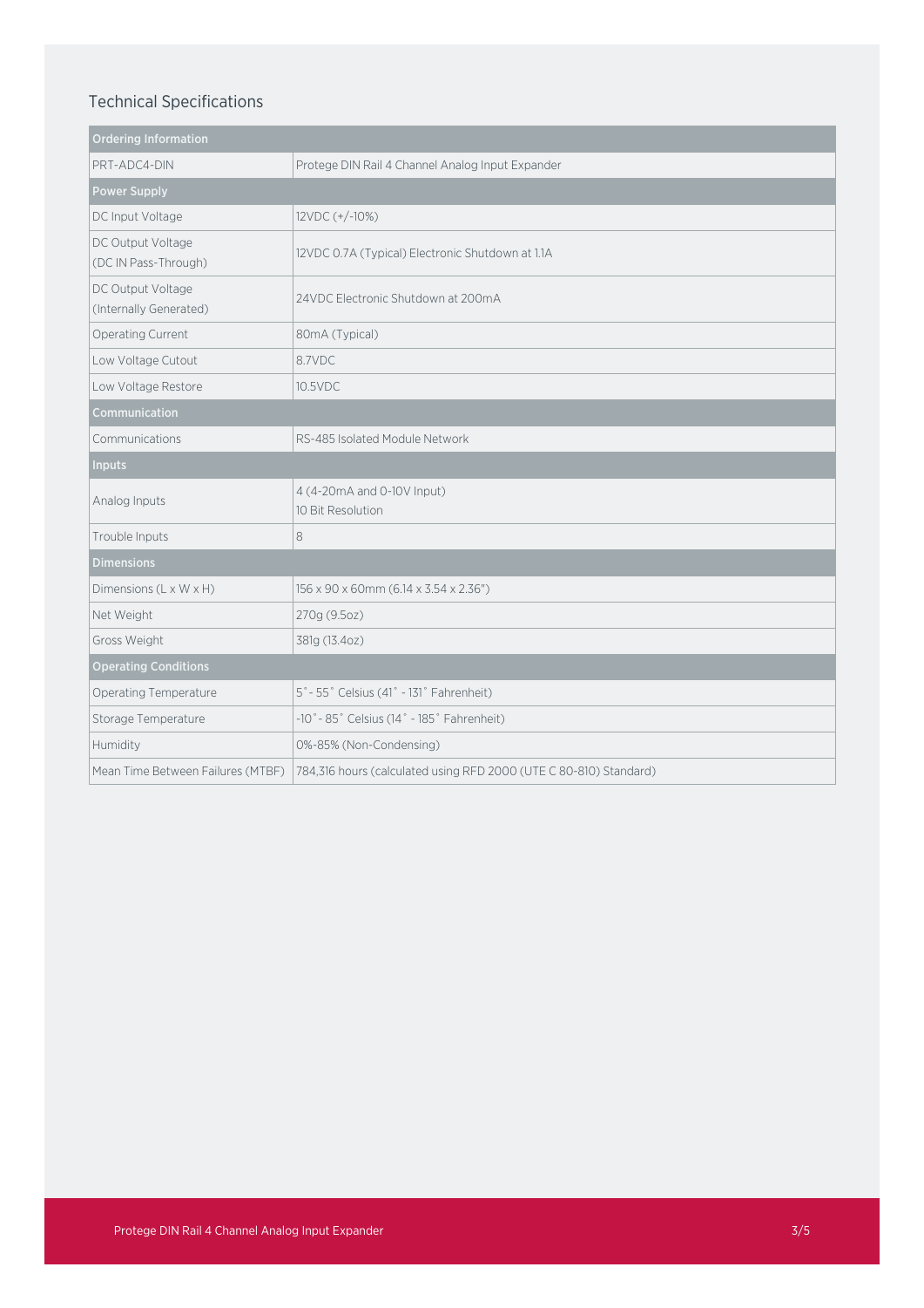## Technical Specifications

| Ordering Information | |
|---|---|
| PRT-ADC4-DIN | Protege DIN Rail 4 Channel Analog Input Expander |
| **Power Supply** | |
| DC Input Voltage | 12VDC (+/-10%) |
| DC Output Voltage (DC IN Pass-Through) | 12VDC 0.7A (Typical) Electronic Shutdown at 1.1A |
| DC Output Voltage (Internally Generated) | 24VDC Electronic Shutdown at 200mA |
| Operating Current | 80mA (Typical) |
| Low Voltage Cutout | 8.7VDC |
| Low Voltage Restore | 10.5VDC |
| **Communication** | |
| Communications | RS-485 Isolated Module Network |
| **Inputs** | |
| Analog Inputs | 4 (4-20mA and 0-10V Input)<br>10 Bit Resolution |
| Trouble Inputs | 8 |
| **Dimensions** | |
| Dimensions (L x W x H) | 156 x 90 x 60mm (6.14 x 3.54 x 2.36") |
| Net Weight | 270g (9.5oz) |
| Gross Weight | 381g (13.4oz) |
| **Operating Conditions** | |
| Operating Temperature | 5˚- 55˚ Celsius (41˚ - 131˚ Fahrenheit) |
| Storage Temperature | -10˚- 85˚ Celsius (14˚ - 185˚ Fahrenheit) |
| Humidity | 0%-85% (Non-Condensing) |
| Mean Time Between Failures (MTBF) | 784,316 hours (calculated using RFD 2000 (UTE C 80-810) Standard) |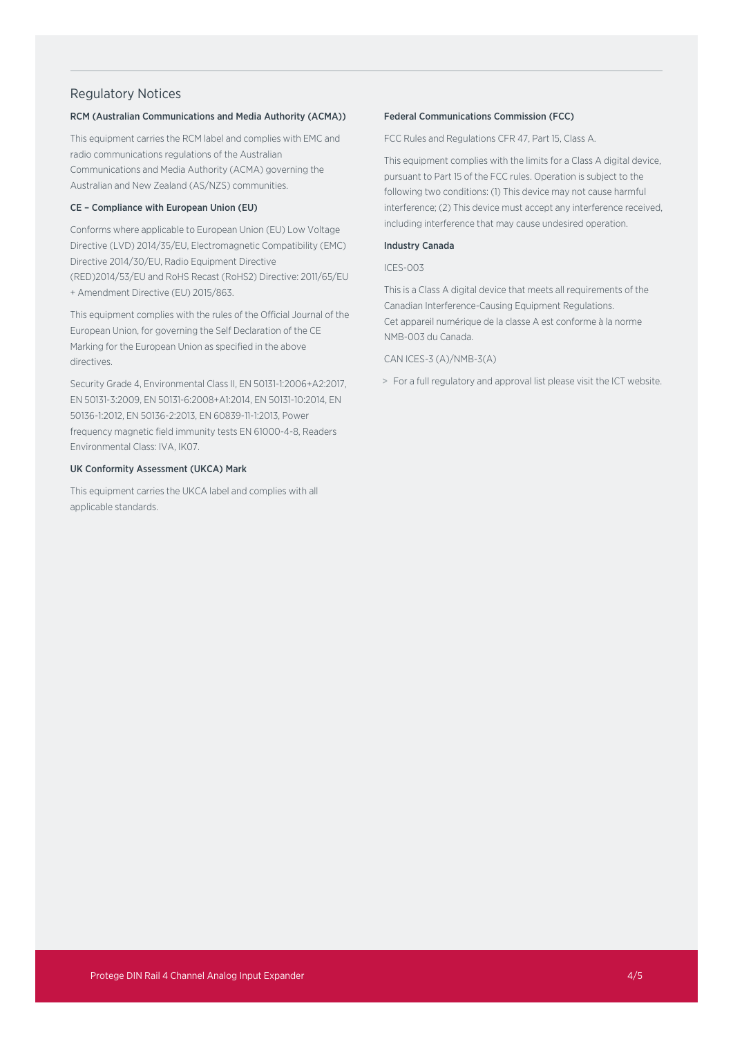## Regulatory Notices

### RCM (Australian Communications and Media Authority (ACMA))

This equipment carries the RCM label and complies with EMC and radio communications regulations of the Australian Communications and Media Authority (ACMA) governing the Australian and New Zealand (AS/NZS) communities.

### CE – Compliance with European Union (EU)

Conforms where applicable to European Union (EU) Low Voltage Directive (LVD) 2014/35/EU, Electromagnetic Compatibility (EMC) Directive 2014/30/EU, Radio Equipment Directive (RED)2014/53/EU and RoHS Recast (RoHS2) Directive: 2011/65/EU + Amendment Directive (EU) 2015/863.

This equipment complies with the rules of the Official Journal of the European Union, for governing the Self Declaration of the CE Marking for the European Union as specified in the above directives.

Security Grade 4, Environmental Class II, EN 50131-1:2006+A2:2017, EN 50131-3:2009, EN 50131-6:2008+A1:2014, EN 50131-10:2014, EN 50136-1:2012, EN 50136-2:2013, EN 60839-11-1:2013, Power frequency magnetic field immunity tests EN 61000-4-8, Readers Environmental Class: IVA, IK07.

### UK Conformity Assessment (UKCA) Mark

This equipment carries the UKCA label and complies with all applicable standards.

### Federal Communications Commission (FCC)

FCC Rules and Regulations CFR 47, Part 15, Class A.

This equipment complies with the limits for a Class A digital device, pursuant to Part 15 of the FCC rules. Operation is subject to the following two conditions: (1) This device may not cause harmful interference; (2) This device must accept any interference received, including interference that may cause undesired operation.

### Industry Canada

ICES-003

This is a Class A digital device that meets all requirements of the Canadian Interference-Causing Equipment Regulations.
Cet appareil numérique de la classe A est conforme à la norme NMB-003 du Canada.

CAN ICES-3 (A)/NMB-3(A)

> For a full regulatory and approval list please visit the ICT website.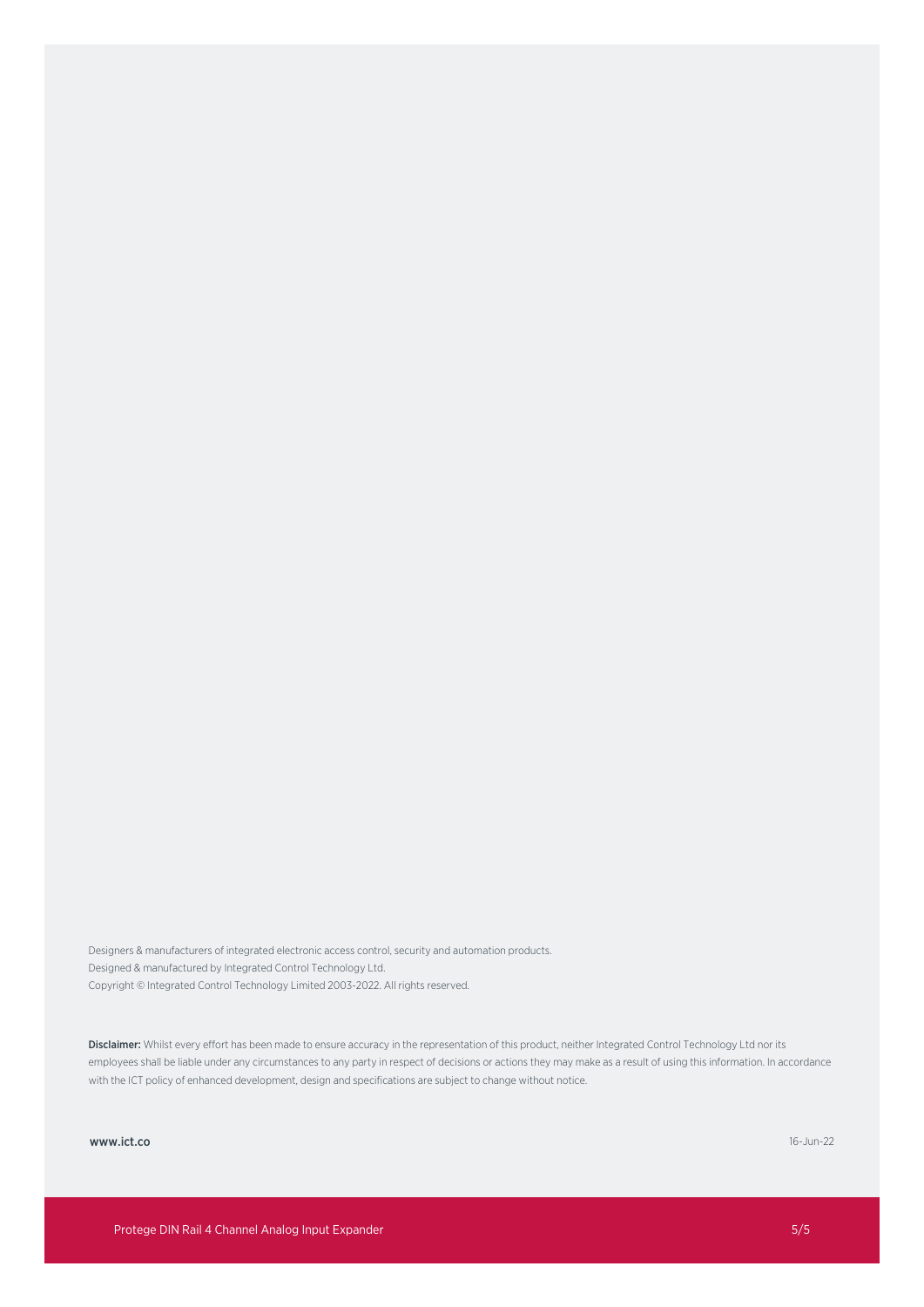Designers & manufacturers of integrated electronic access control, security and automation products.
Designed & manufactured by Integrated Control Technology Ltd.
Copyright © Integrated Control Technology Limited 2003-2022. All rights reserved.

**Disclaimer:** Whilst every effort has been made to ensure accuracy in the representation of this product, neither Integrated Control Technology Ltd nor its employees shall be liable under any circumstances to any party in respect of decisions or actions they may make as a result of using this information. In accordance with the ICT policy of enhanced development, design and specifications are subject to change without notice.

**www.ict.co**

16-Jun-22